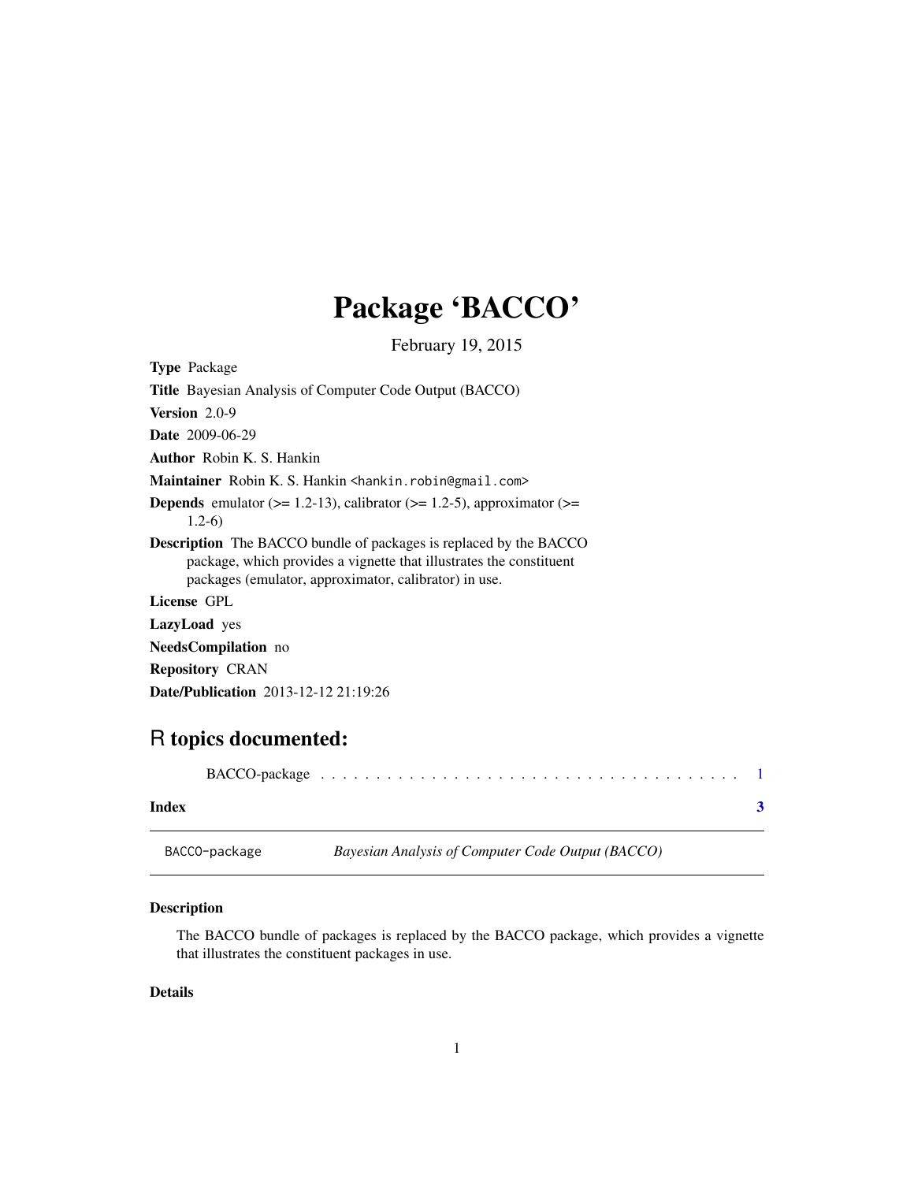# Package 'BACCO'

February 19, 2015

**Type** Package

**Title** Bayesian Analysis of Computer Code Output (BACCO)

**Version** 2.0-9

**Date** 2009-06-29

**Author** Robin K. S. Hankin

**Maintainer** Robin K. S. Hankin <hankin.robin@gmail.com>

**Depends** emulator (>= 1.2-13), calibrator (>= 1.2-5), approximator (>= 1.2-6)

**Description** The BACCO bundle of packages is replaced by the BACCO package, which provides a vignette that illustrates the constituent packages (emulator, approximator, calibrator) in use.

**License** GPL

**LazyLoad** yes

**NeedsCompilation** no

**Repository** CRAN

**Date/Publication** 2013-12-12 21:19:26

## R topics documented:

BACCO-package . . . . . . . . . . . . . . . . . . . . . . . . . . . . . . . . . . . . . . 1

**Index** **3**

---

BACCO-package *Bayesian Analysis of Computer Code Output (BACCO)*

---

### Description

The BACCO bundle of packages is replaced by the BACCO package, which provides a vignette that illustrates the constituent packages in use.

### Details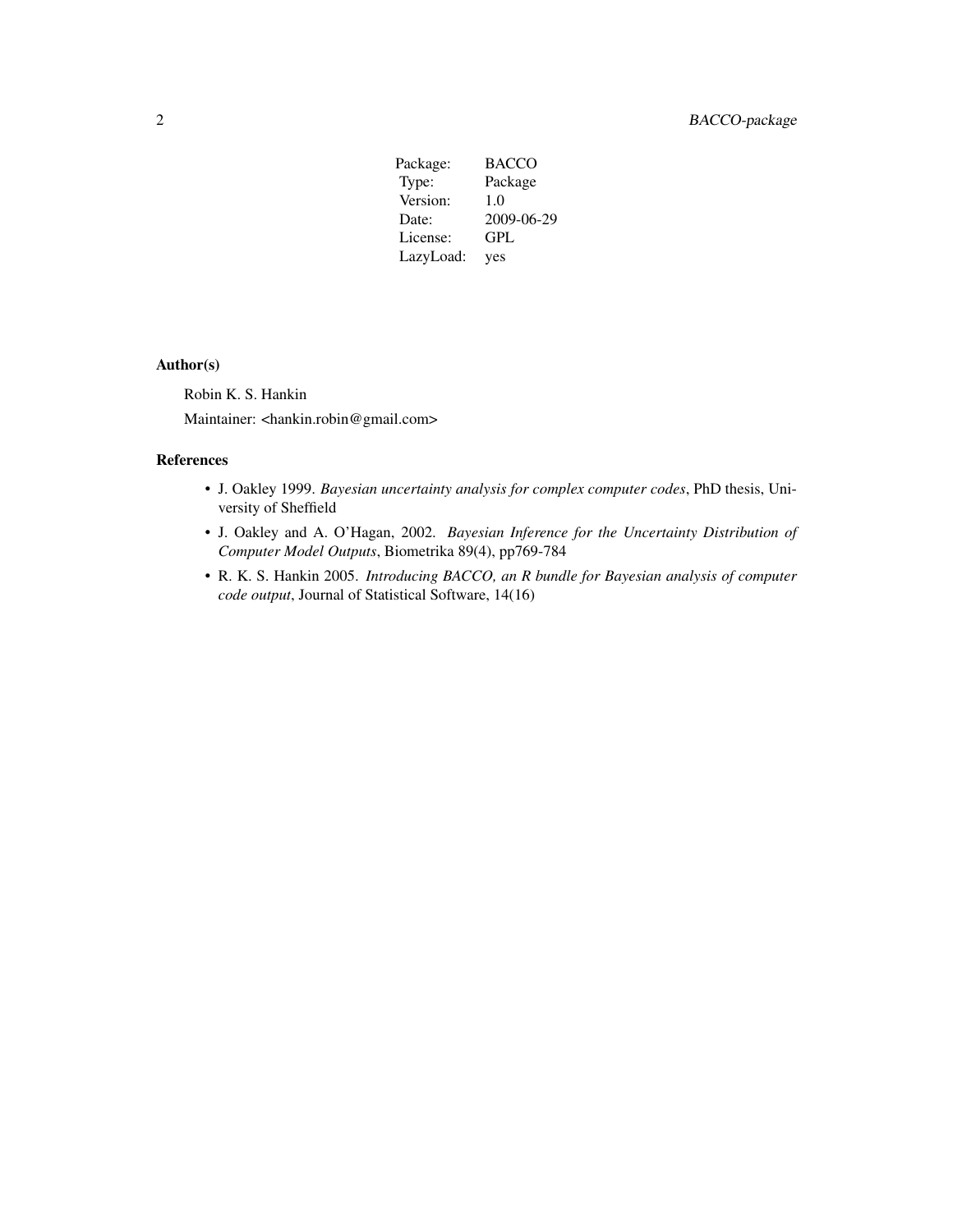| Package: | BACCO |
| --- | --- |
| Type: | Package |
| Version: | 1.0 |
| Date: | 2009-06-29 |
| License: | GPL |
| LazyLoad: | yes |

### Author(s)

Robin K. S. Hankin

Maintainer: <hankin.robin@gmail.com>

### References

- J. Oakley 1999. *Bayesian uncertainty analysis for complex computer codes*, PhD thesis, University of Sheffield
- J. Oakley and A. O'Hagan, 2002. *Bayesian Inference for the Uncertainty Distribution of Computer Model Outputs*, Biometrika 89(4), pp769-784
- R. K. S. Hankin 2005. *Introducing BACCO, an R bundle for Bayesian analysis of computer code output*, Journal of Statistical Software, 14(16)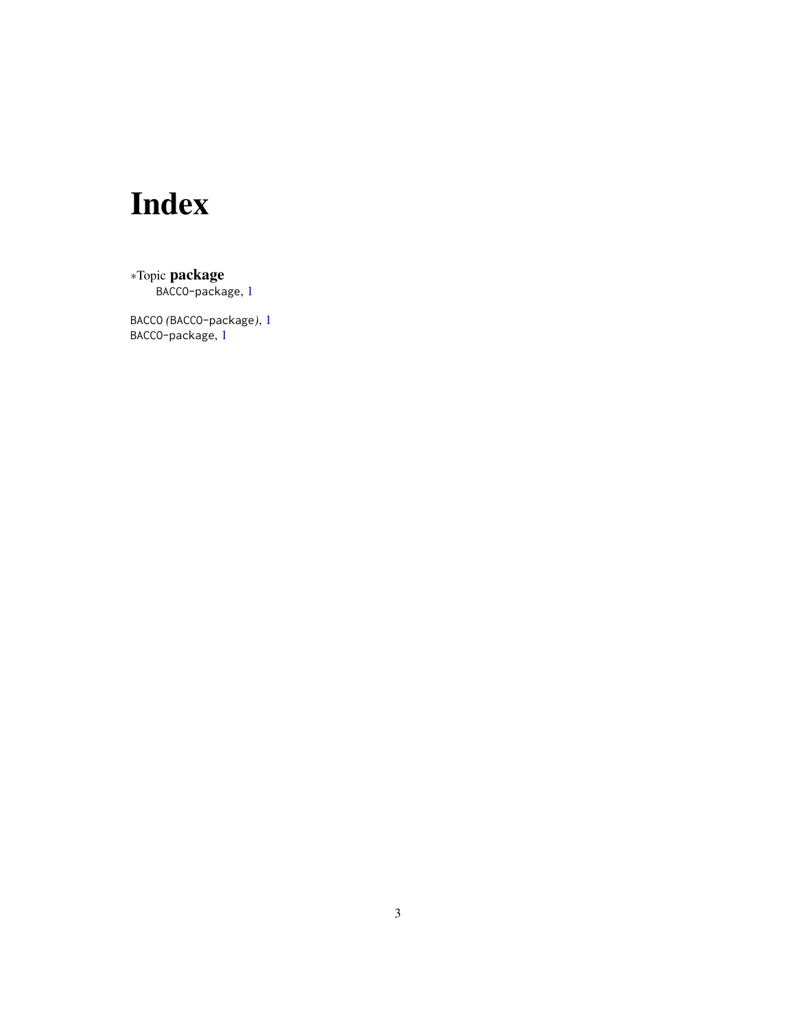# Index

*Topic **package**
    BACCO-package, 1

BACCO (BACCO-package), 1
BACCO-package, 1